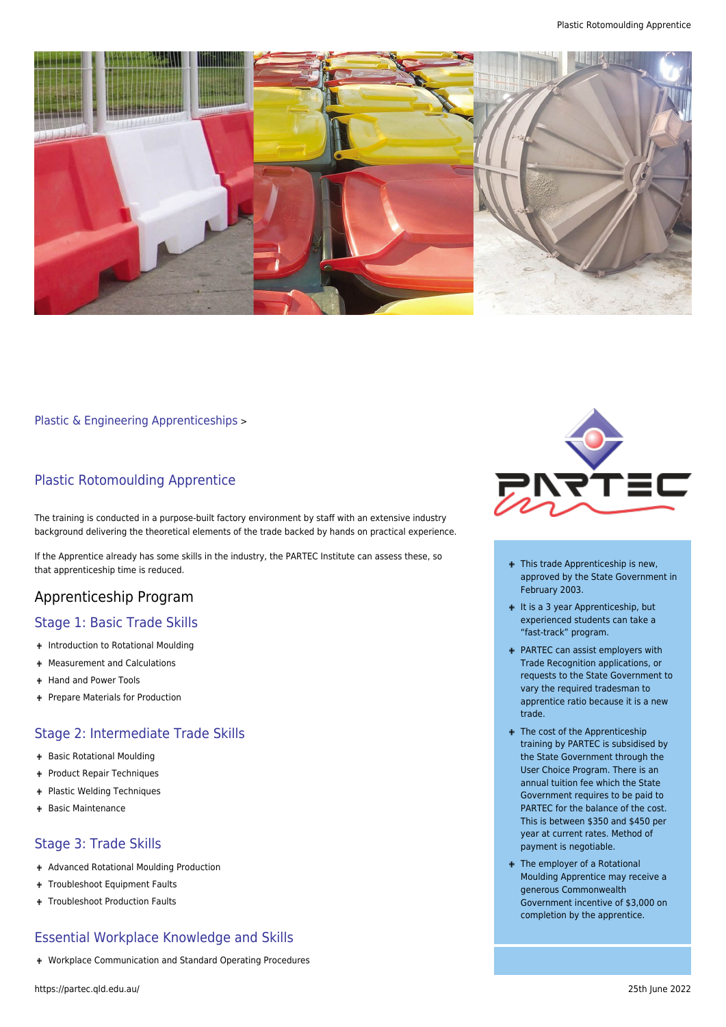Plastic & Engineering Apprenticeships >

## Plastic Rotomoulding Apprentice

The training is conducted in a purpose-built factory environment by staff with an extensive industry background delivering the theoretical elements of the trade backed by hands on practical experience.

If the Apprentice already has some skills in the industry, the PARTEC Institute can assess these, so that apprenticeship time is reduced.

- This trade Apprenticeship is new, approved by the State Government in February 2003.
- It is a 3 year Apprenticeship, but experienced students can take a "fast-track" program.
- PARTEC can assist employers with Trade Recognition applications, or requests to the State Government to vary the required tradesman to apprentice ratio because it is a new trade.
- The cost of the Apprenticeship training by PARTEC is subsidised by the State Government through the User Choice Program. There is an annual tuition fee which the State Government requires to be paid to PARTEC for the balance of the cost. This is between $350 and $450 per year at current rates. Method of payment is negotiable.
- The employer of a Rotational Moulding Apprentice may receive a generous Commonwealth Government incentive of $3,000 on completion by the apprentice.

## Apprenticeship Program

### Stage 1: Basic Trade Skills

- Introduction to Rotational Moulding
- Measurement and Calculations
- Hand and Power Tools
- Prepare Materials for Production

### Stage 2: Intermediate Trade Skills

- Basic Rotational Moulding
- Product Repair Techniques
- Plastic Welding Techniques
- Basic Maintenance

### Stage 3: Trade Skills

- Advanced Rotational Moulding Production
- Troubleshoot Equipment Faults
- Troubleshoot Production Faults

### Essential Workplace Knowledge and Skills

- Workplace Communication and Standard Operating Procedures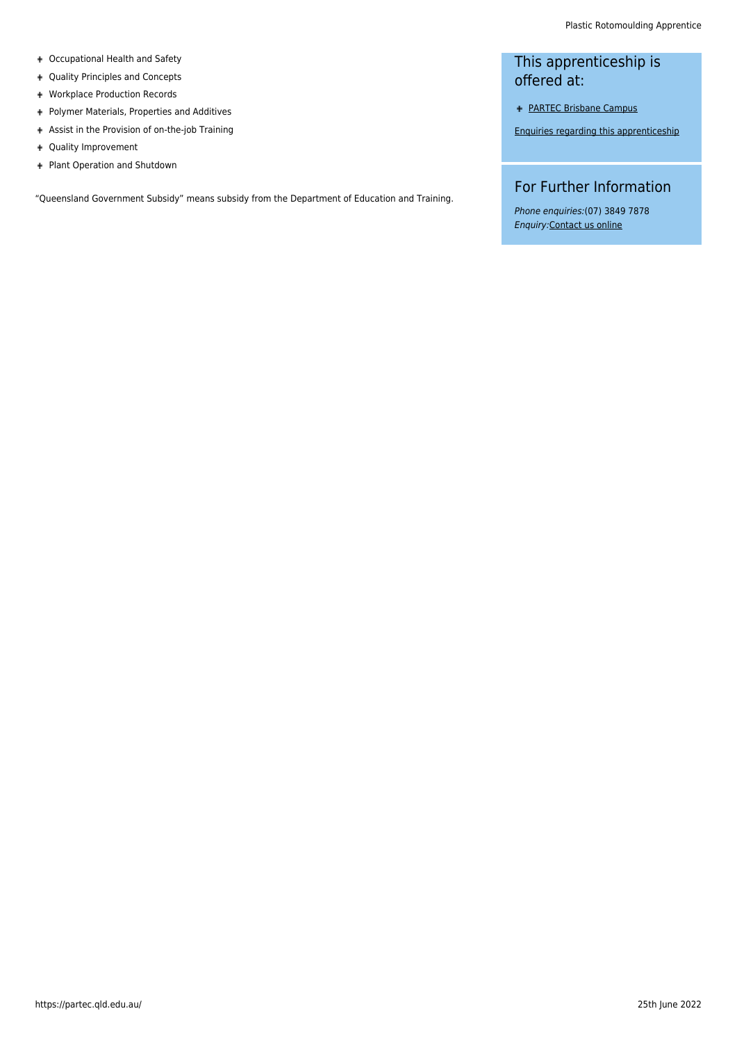- Occupational Health and Safety
- Quality Principles and Concepts
- Workplace Production Records
- Polymer Materials, Properties and Additives
- Assist in the Provision of on-the-job Training
- Quality Improvement
- Plant Operation and Shutdown

"Queensland Government Subsidy" means subsidy from the Department of Education and Training.

## This apprenticeship is offered at:

- PARTEC Brisbane Campus

Enquiries regarding this apprenticeship

## For Further Information

*Phone enquiries:*(07) 3849 7878
*Enquiry:*Contact us online